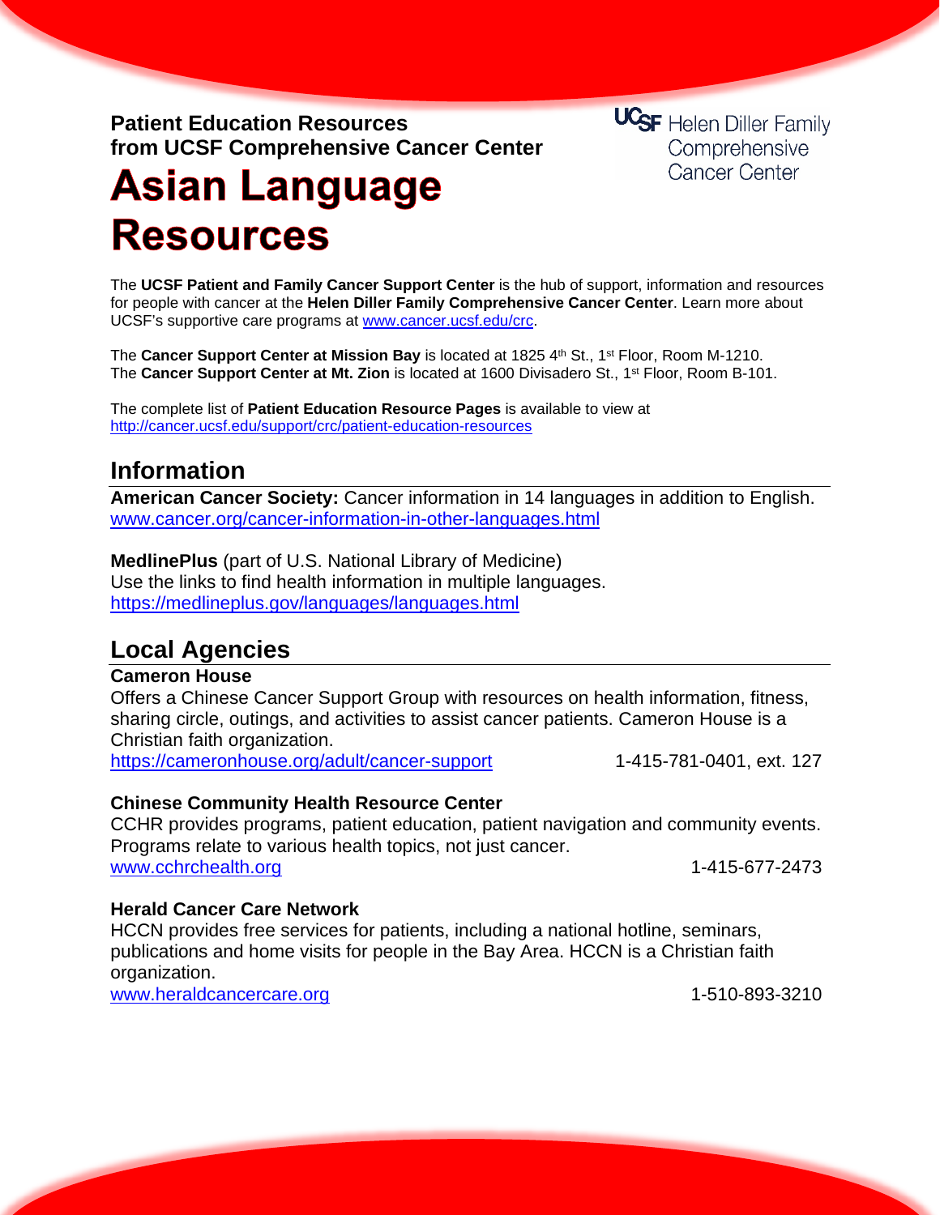**Patient Education Resources**
**from UCSF Comprehensive Cancer Center**

UCSF Helen Diller Family Comprehensive Cancer Center

# Asian Language Resources

The **UCSF Patient and Family Cancer Support Center** is the hub of support, information and resources for people with cancer at the **Helen Diller Family Comprehensive Cancer Center**. Learn more about UCSF's supportive care programs at www.cancer.ucsf.edu/crc.

The **Cancer Support Center at Mission Bay** is located at 1825 4th St., 1st Floor, Room M-1210.
The **Cancer Support Center at Mt. Zion** is located at 1600 Divisadero St., 1st Floor, Room B-101.

The complete list of **Patient Education Resource Pages** is available to view at
http://cancer.ucsf.edu/support/crc/patient-education-resources

## Information

**American Cancer Society:** Cancer information in 14 languages in addition to English.
www.cancer.org/cancer-information-in-other-languages.html

**MedlinePlus** (part of U.S. National Library of Medicine)
Use the links to find health information in multiple languages.
https://medlineplus.gov/languages/languages.html

## Local Agencies

**Cameron House**
Offers a Chinese Cancer Support Group with resources on health information, fitness, sharing circle, outings, and activities to assist cancer patients. Cameron House is a Christian faith organization.
https://cameronhouse.org/adult/cancer-support 1-415-781-0401, ext. 127

**Chinese Community Health Resource Center**
CCHR provides programs, patient education, patient navigation and community events. Programs relate to various health topics, not just cancer.
www.cchrchealth.org 1-415-677-2473

**Herald Cancer Care Network**
HCCN provides free services for patients, including a national hotline, seminars, publications and home visits for people in the Bay Area. HCCN is a Christian faith organization.
www.heraldcancercare.org 1-510-893-3210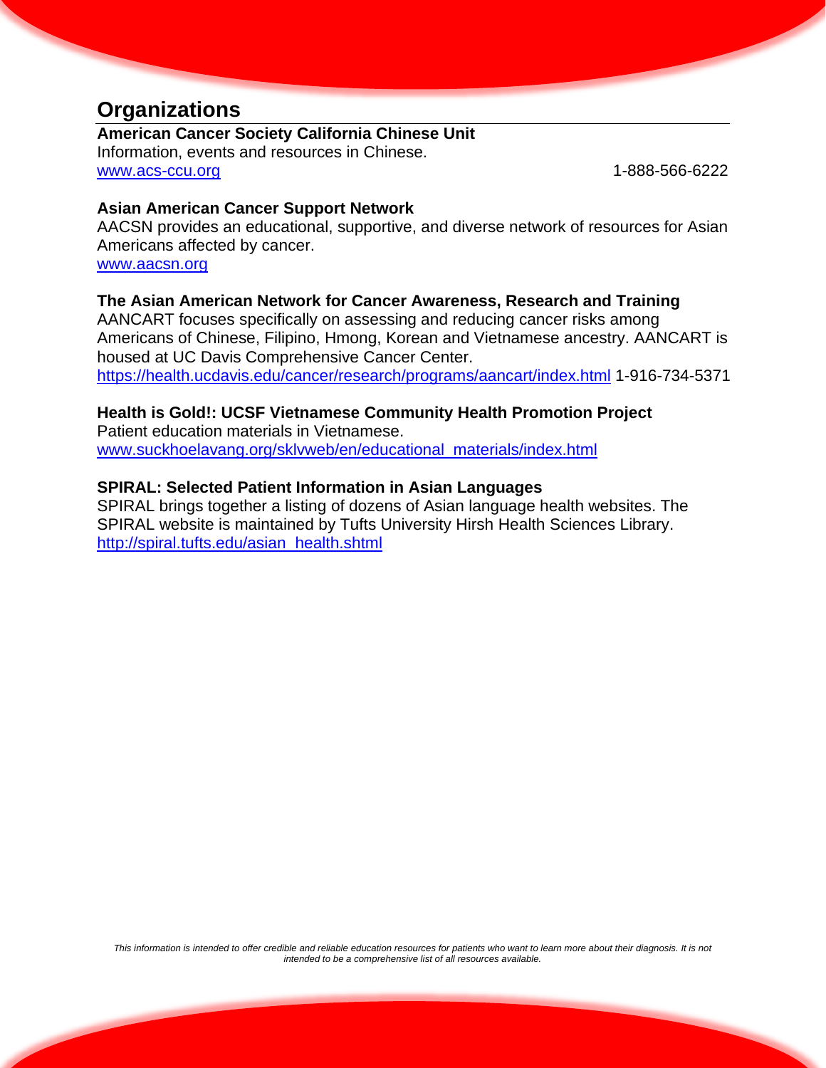## Organizations

**American Cancer Society California Chinese Unit**
Information, events and resources in Chinese.
www.acs-ccu.org 1-888-566-6222

**Asian American Cancer Support Network**
AACSN provides an educational, supportive, and diverse network of resources for Asian Americans affected by cancer.
www.aacsn.org

**The Asian American Network for Cancer Awareness, Research and Training**
AANCART focuses specifically on assessing and reducing cancer risks among Americans of Chinese, Filipino, Hmong, Korean and Vietnamese ancestry. AANCART is housed at UC Davis Comprehensive Cancer Center.
https://health.ucdavis.edu/cancer/research/programs/aancart/index.html 1-916-734-5371

**Health is Gold!: UCSF Vietnamese Community Health Promotion Project**
Patient education materials in Vietnamese.
www.suckhoelavang.org/sklvweb/en/educational_materials/index.html

**SPIRAL: Selected Patient Information in Asian Languages**
SPIRAL brings together a listing of dozens of Asian language health websites. The SPIRAL website is maintained by Tufts University Hirsh Health Sciences Library.
http://spiral.tufts.edu/asian_health.shtml

*This information is intended to offer credible and reliable education resources for patients who want to learn more about their diagnosis. It is not intended to be a comprehensive list of all resources available.*